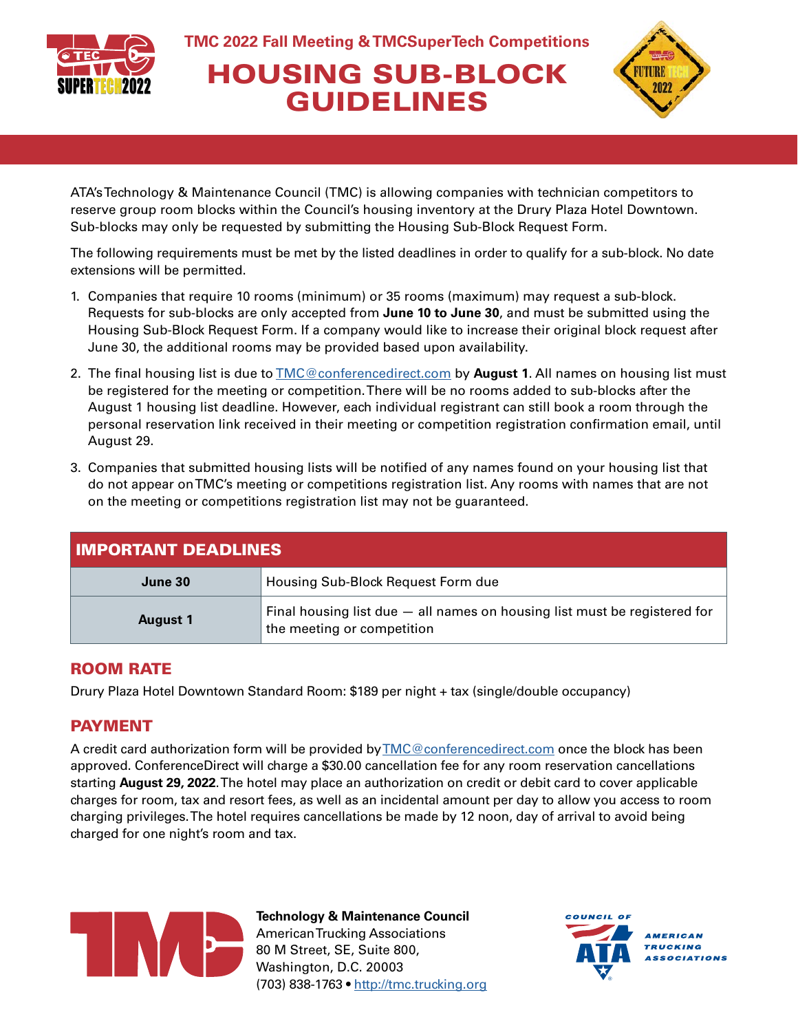TMC 2022 Fall Meeting & TMCSuperTech Competitions

# HOUSING SUB-BLOCK GUIDELINES

ATA's Technology & Maintenance Council (TMC) is allowing companies with technician competitors to reserve group room blocks within the Council's housing inventory at the Drury Plaza Hotel Downtown. Sub-blocks may only be requested by submitting the Housing Sub-Block Request Form.

The following requirements must be met by the listed deadlines in order to qualify for a sub-block. No date extensions will be permitted.

1. Companies that require 10 rooms (minimum) or 35 rooms (maximum) may request a sub-block. Requests for sub-blocks are only accepted from **June 10 to June 30**, and must be submitted using the Housing Sub-Block Request Form. If a company would like to increase their original block request after June 30, the additional rooms may be provided based upon availability.
2. The final housing list is due to TMC@conferencedirect.com by **August 1**. All names on housing list must be registered for the meeting or competition. There will be no rooms added to sub-blocks after the August 1 housing list deadline. However, each individual registrant can still book a room through the personal reservation link received in their meeting or competition registration confirmation email, until August 29.
3. Companies that submitted housing lists will be notified of any names found on your housing list that do not appear on TMC's meeting or competitions registration list. Any rooms with names that are not on the meeting or competitions registration list may not be guaranteed.

| IMPORTANT DEADLINES | |
|---|---|
| **June 30** | Housing Sub-Block Request Form due |
| **August 1** | Final housing list due — all names on housing list must be registered for the meeting or competition |

## ROOM RATE

Drury Plaza Hotel Downtown Standard Room: $189 per night + tax (single/double occupancy)

## PAYMENT

A credit card authorization form will be provided by TMC@conferencedirect.com once the block has been approved. ConferenceDirect will charge a $30.00 cancellation fee for any room reservation cancellations starting **August 29, 2022**. The hotel may place an authorization on credit or debit card to cover applicable charges for room, tax and resort fees, as well as an incidental amount per day to allow you access to room charging privileges. The hotel requires cancellations be made by 12 noon, day of arrival to avoid being charged for one night's room and tax.

**Technology & Maintenance Council**
American Trucking Associations
80 M Street, SE, Suite 800,
Washington, D.C. 20003
(703) 838-1763 • http://tmc.trucking.org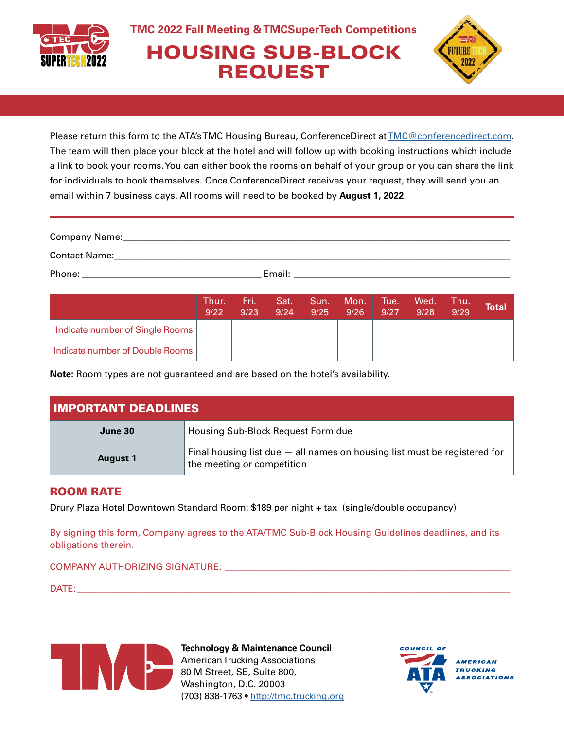TMC 2022 Fall Meeting & TMCSuperTech Competitions

# HOUSING SUB-BLOCK REQUEST

Please return this form to the ATA's TMC Housing Bureau, ConferenceDirect at TMC@conferencedirect.com. The team will then place your block at the hotel and will follow up with booking instructions which include a link to book your rooms. You can either book the rooms on behalf of your group or you can share the link for individuals to book themselves. Once ConferenceDirect receives your request, they will send you an email within 7 business days. All rooms will need to be booked by **August 1, 2022**.

Company Name:______________________________________________

Contact Name:______________________________________________

Phone: ______________________ Email: ______________________

| | Thur. 9/22 | Fri. 9/23 | Sat. 9/24 | Sun. 9/25 | Mon. 9/26 | Tue. 9/27 | Wed. 9/28 | Thu. 9/29 | Total |
|---|---|---|---|---|---|---|---|---|---|
| Indicate number of Single Rooms | | | | | | | | | |
| Indicate number of Double Rooms | | | | | | | | | |

**Note:** Room types are not guaranteed and are based on the hotel's availability.

| IMPORTANT DEADLINES | |
|---|---|
| **June 30** | Housing Sub-Block Request Form due |
| **August 1** | Final housing list due — all names on housing list must be registered for the meeting or competition |

## ROOM RATE

Drury Plaza Hotel Downtown Standard Room: $189 per night + tax (single/double occupancy)

By signing this form, Company agrees to the ATA/TMC Sub-Block Housing Guidelines deadlines, and its obligations therein.

COMPANY AUTHORIZING SIGNATURE: ______________________________

DATE: ______________________________

**Technology & Maintenance Council**
American Trucking Associations
80 M Street, SE, Suite 800,
Washington, D.C. 20003
(703) 838-1763 • http://tmc.trucking.org